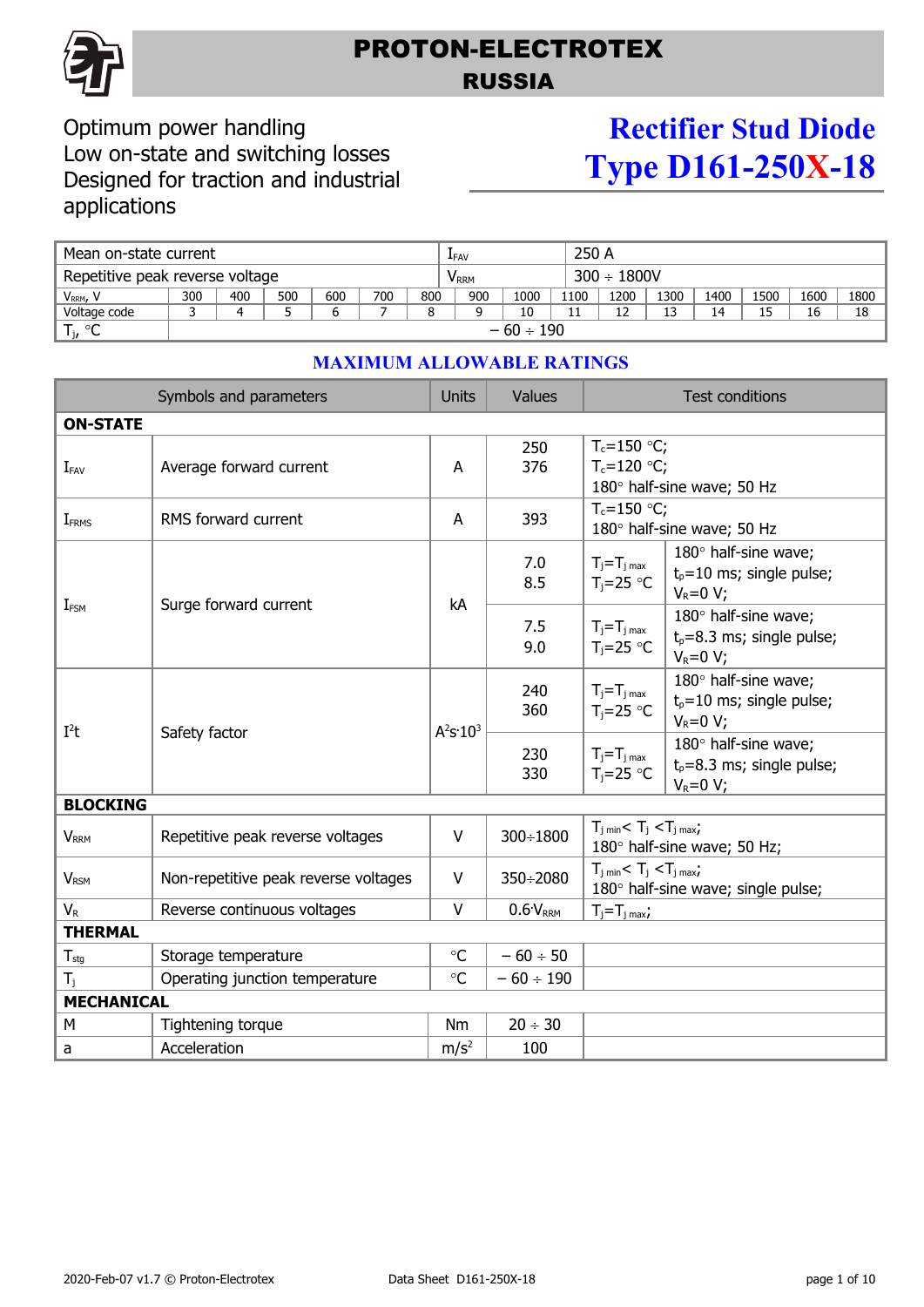# PROTON-ELECTROTEX
## RUSSIA

Optimum power handling
Low on-state and switching losses
Designed for traction and industrial applications

# Rectifier Stud Diode
# Type D161-250X-18

| Mean on-state current | | | | | | | | $I_{FAV}$ | | 250 A | | | | | | |
|---|---|---|---|---|---|---|---|---|---|---|---|---|---|---|---|---|
| Repetitive peak reverse voltage | | | | | | | | $V_{RRM}$ | | 300 ÷ 1800V | | | | | | |
| $V_{RRM}$, V | 300 | 400 | 500 | 600 | 700 | 800 | 900 | 1000 | 1100 | 1200 | 1300 | 1400 | 1500 | 1600 | 1800 | |
| Voltage code | 3 | 4 | 5 | 6 | 7 | 8 | 9 | 10 | 11 | 12 | 13 | 14 | 15 | 16 | 18 | |
| $T_j$, °C | − 60 ÷ 190 | | | | | | | | | | | | | | | |

## MAXIMUM ALLOWABLE RATINGS

| Symbols and parameters | | Units | Values | Test conditions | |
|---|---|---|---|---|---|
| **ON-STATE** | | | | | |
| $I_{FAV}$ | Average forward current | A | 250<br>376 | $T_c$=150 °C;<br>$T_c$=120 °C;<br>180° half-sine wave; 50 Hz | |
| $I_{FRMS}$ | RMS forward current | A | 393 | $T_c$=150 °C;<br>180° half-sine wave; 50 Hz | |
| $I_{FSM}$ | Surge forward current | kA | 7.0<br>8.5 | $T_j$=$T_{j\ max}$<br>$T_j$=25 °C | 180° half-sine wave;<br>$t_p$=10 ms; single pulse;<br>$V_R$=0 V; |
| | | | 7.5<br>9.0 | $T_j$=$T_{j\ max}$<br>$T_j$=25 °C | 180° half-sine wave;<br>$t_p$=8.3 ms; single pulse;<br>$V_R$=0 V; |
| $I^2t$ | Safety factor | $A^2s\cdot10^3$ | 240<br>360 | $T_j$=$T_{j\ max}$<br>$T_j$=25 °C | 180° half-sine wave;<br>$t_p$=10 ms; single pulse;<br>$V_R$=0 V; |
| | | | 230<br>330 | $T_j$=$T_{j\ max}$<br>$T_j$=25 °C | 180° half-sine wave;<br>$t_p$=8.3 ms; single pulse;<br>$V_R$=0 V; |
| **BLOCKING** | | | | | |
| $V_{RRM}$ | Repetitive peak reverse voltages | V | 300÷1800 | $T_{j\ min}$< $T_j$ <$T_{j\ max}$;<br>180° half-sine wave; 50 Hz; | |
| $V_{RSM}$ | Non-repetitive peak reverse voltages | V | 350÷2080 | $T_{j\ min}$< $T_j$ <$T_{j\ max}$;<br>180° half-sine wave; single pulse; | |
| $V_R$ | Reverse continuous voltages | V | $0.6\cdot V_{RRM}$ | $T_j$=$T_{j\ max}$; | |
| **THERMAL** | | | | | |
| $T_{stg}$ | Storage temperature | °C | − 60 ÷ 50 | | |
| $T_j$ | Operating junction temperature | °C | − 60 ÷ 190 | | |
| **MECHANICAL** | | | | | |
| M | Tightening torque | Nm | 20 ÷ 30 | | |
| a | Acceleration | $m/s^2$ | 100 | | |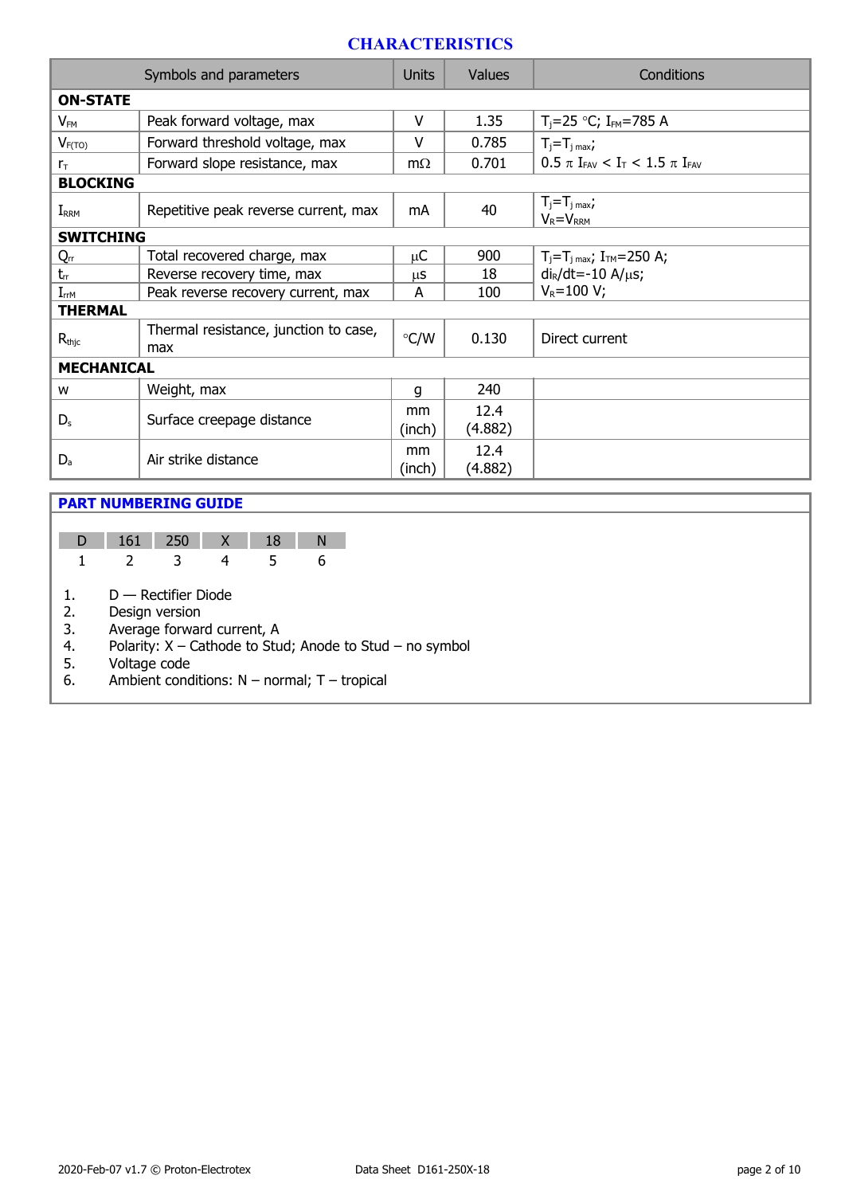# CHARACTERISTICS

| Symbols and parameters | | Units | Values | Conditions |
|---|---|---|---|---|
| **ON-STATE** | | | | |
| $V_{FM}$ | Peak forward voltage, max | V | 1.35 | $T_j$=25 °C; $I_{FM}$=785 A |
| $V_{F(TO)}$ | Forward threshold voltage, max | V | 0.785 | $T_j=T_{j\ max}$; |
| $r_T$ | Forward slope resistance, max | mΩ | 0.701 | $0.5\ \pi\ I_{FAV} < I_T < 1.5\ \pi\ I_{FAV}$ |
| **BLOCKING** | | | | |
| $I_{RRM}$ | Repetitive peak reverse current, max | mA | 40 | $T_j=T_{j\ max}$; $V_R=V_{RRM}$ |
| **SWITCHING** | | | | |
| $Q_{rr}$ | Total recovered charge, max | μC | 900 | $T_j=T_{j\ max}$; $I_{TM}$=250 A; |
| $t_{rr}$ | Reverse recovery time, max | μs | 18 | $di_R/dt$=-10 A/μs; |
| $I_{rrM}$ | Peak reverse recovery current, max | A | 100 | $V_R$=100 V; |
| **THERMAL** | | | | |
| $R_{thjc}$ | Thermal resistance, junction to case, max | °C/W | 0.130 | Direct current |
| **MECHANICAL** | | | | |
| w | Weight, max | g | 240 | |
| $D_s$ | Surface creepage distance | mm (inch) | 12.4 (4.882) | |
| $D_a$ | Air strike distance | mm (inch) | 12.4 (4.882) | |

## PART NUMBERING GUIDE

| D | 161 | 250 | X | 18 | N |
|---|---|---|---|---|---|
| 1 | 2 | 3 | 4 | 5 | 6 |

1. D — Rectifier Diode
2. Design version
3. Average forward current, A
4. Polarity: X – Cathode to Stud; Anode to Stud – no symbol
5. Voltage code
6. Ambient conditions: N – normal; T – tropical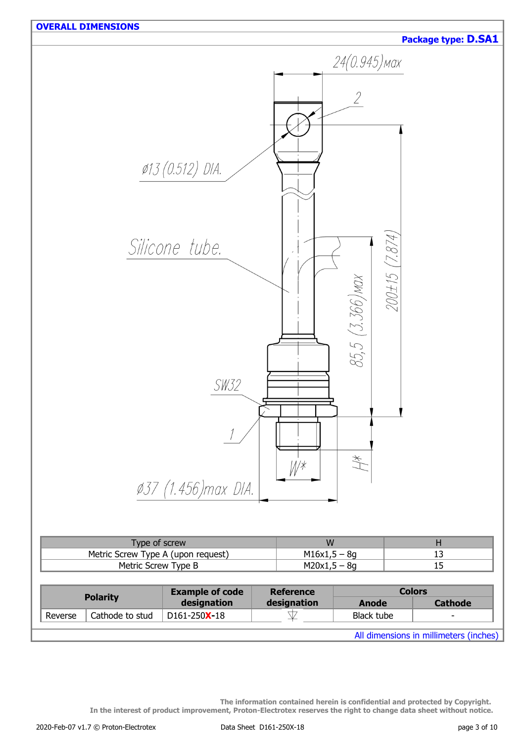## OVERALL DIMENSIONS

**Package type: D.SA1**

24(0.945)max

2

ø13 (0.512) DIA.

Silicone tube.

85,5 (3.366)max

200±15 (7.874)

SW32

1

H*

W*

ø37 (1.456)max DIA.

| Type of screw | W | H |
|---|---|---|
| Metric Screw Type A (upon request) | M16x1,5 – 8g | 13 |
| Metric Screw Type B | M20x1,5 – 8g | 15 |

| Polarity | | Example of code designation | Reference designation | Colors | |
|---|---|---|---|---|---|
| | | | | Anode | Cathode |
| Reverse | Cathode to stud | D161-250**X**-18 | | Black tube | - |

All dimensions in millimeters (inches)

**The information contained herein is confidential and protected by Copyright.**
**In the interest of product improvement, Proton-Electrotex reserves the right to change data sheet without notice.**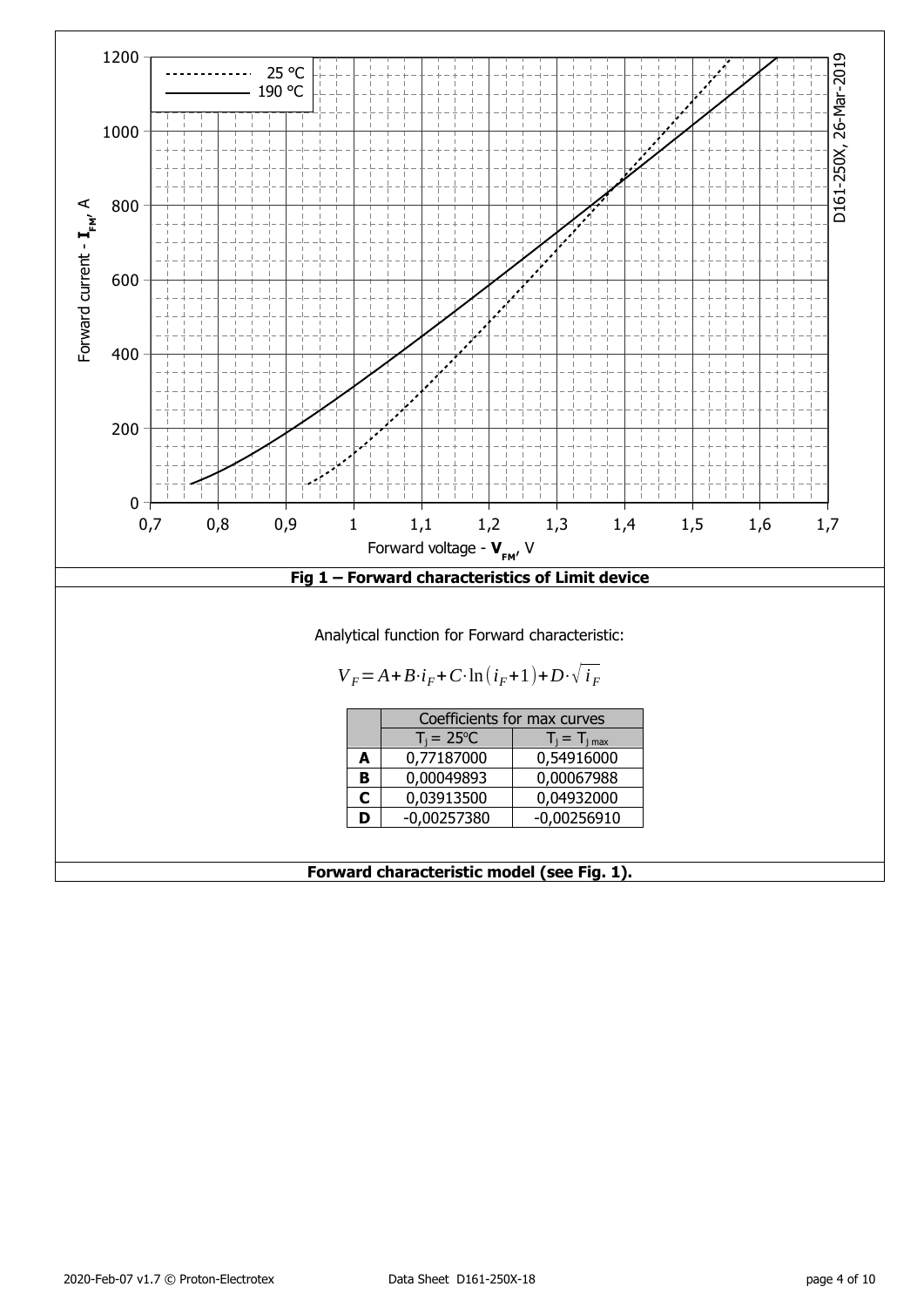**Fig 1 – Forward characteristics of Limit device**

Analytical function for Forward characteristic:

$$V_F = A + B \cdot i_F + C \cdot \ln(i_F + 1) + D \cdot \sqrt{i_F}$$

| | Coefficients for max curves | |
|---|---|---|
| | $T_j$ = 25°C | $T_j = T_{j\,max}$ |
| **A** | 0,77187000 | 0,54916000 |
| **B** | 0,00049893 | 0,00067988 |
| **C** | 0,03913500 | 0,04932000 |
| **D** | -0,00257380 | -0,00256910 |

**Forward characteristic model (see Fig. 1).**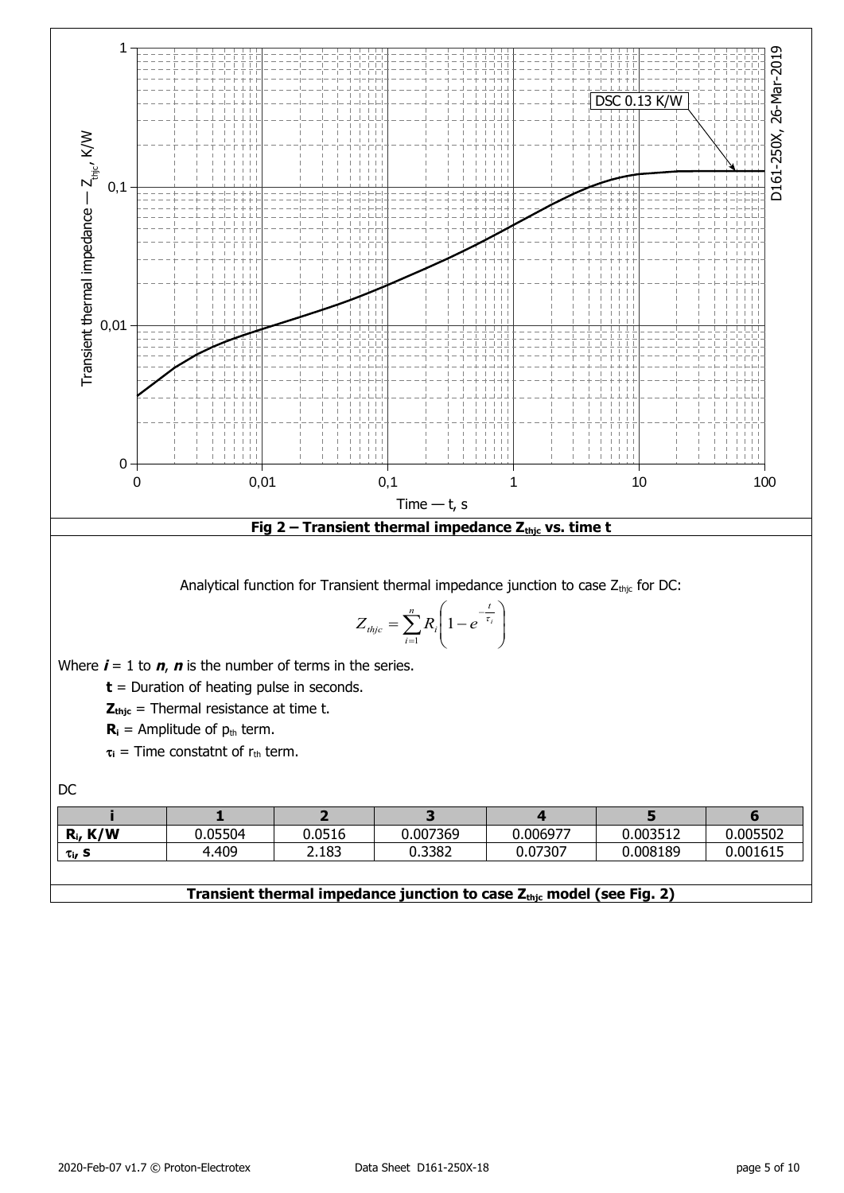Fig 2 – Transient thermal impedance $Z_{thjc}$ vs. time t

Analytical function for Transient thermal impedance junction to case $Z_{thjc}$ for DC:

$$Z_{thjc} = \sum_{i=1}^{n} R_i \left(1 - e^{-\frac{t}{\tau_i}}\right)$$

Where ***i*** = 1 to ***n***, ***n*** is the number of terms in the series.

**t** = Duration of heating pulse in seconds.

$\mathbf{Z_{thjc}}$ = Thermal resistance at time t.

$\mathbf{R_i}$ = Amplitude of $p_{th}$ term.

$\tau_i$ = Time constatnt of $r_{th}$ term.

DC

| **i** | **1** | **2** | **3** | **4** | **5** | **6** |
|---|---|---|---|---|---|---|
| **$R_i$, K/W** | 0.05504 | 0.0516 | 0.007369 | 0.006977 | 0.003512 | 0.005502 |
| **$\tau_i$, s** | 4.409 | 2.183 | 0.3382 | 0.07307 | 0.008189 | 0.001615 |

**Transient thermal impedance junction to case $Z_{thjc}$ model (see Fig. 2)**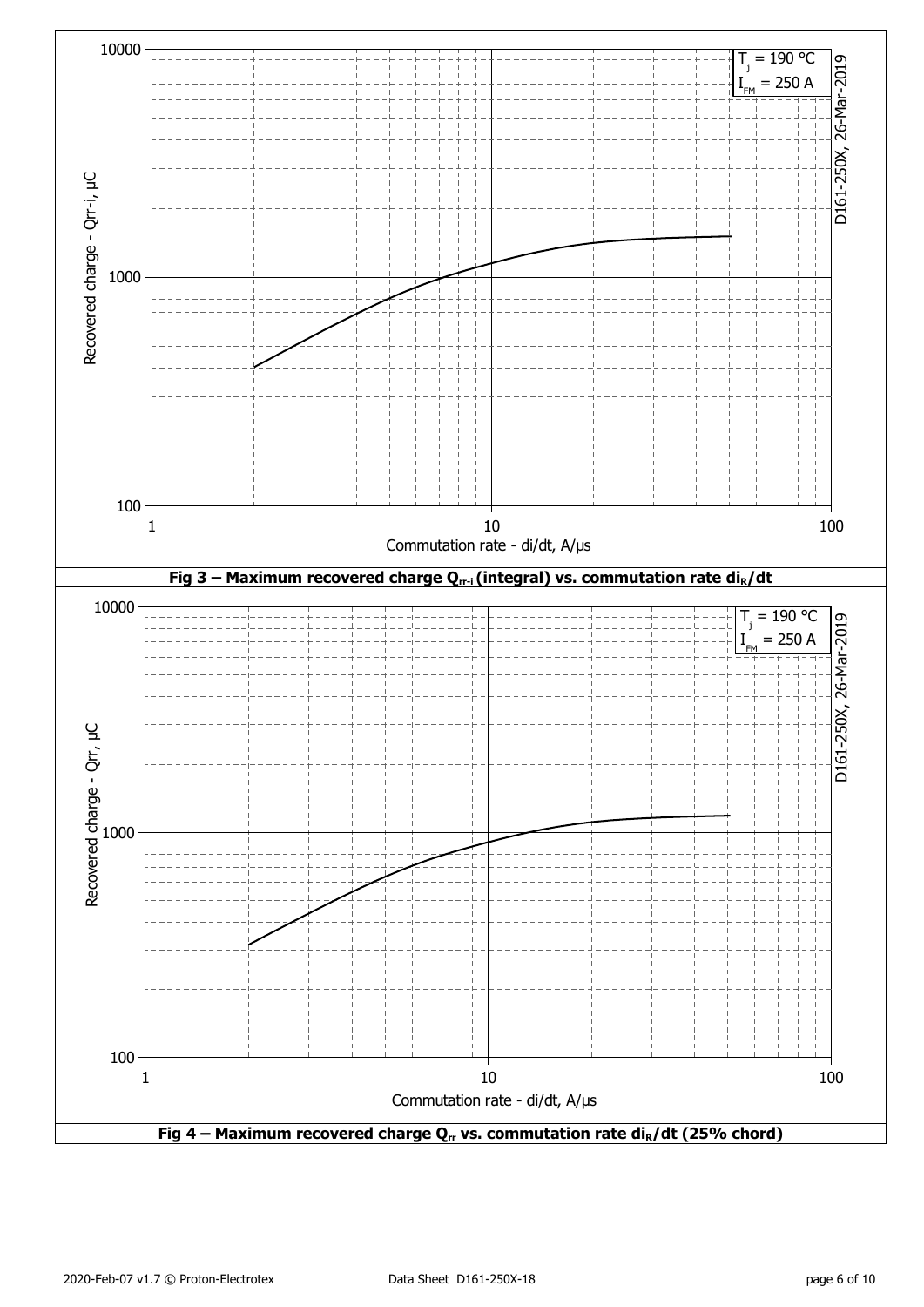**Fig 3 – Maximum recovered charge $Q_{rr\text{-}i}$ (integral) vs. commutation rate $di_R/dt$**

**Fig 4 – Maximum recovered charge $Q_{rr}$ vs. commutation rate $di_R/dt$ (25% chord)**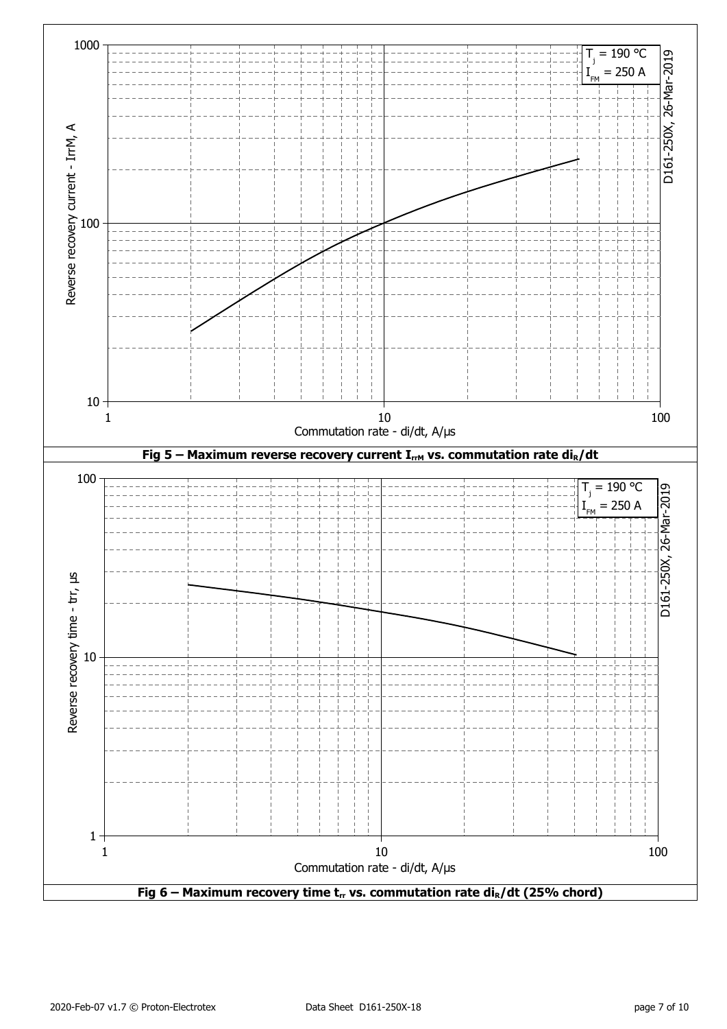Fig 5 – Maximum reverse recovery current $I_{rrM}$ vs. commutation rate $di_R/dt$

Fig 6 – Maximum recovery time $t_{rr}$ vs. commutation rate $di_R/dt$ (25% chord)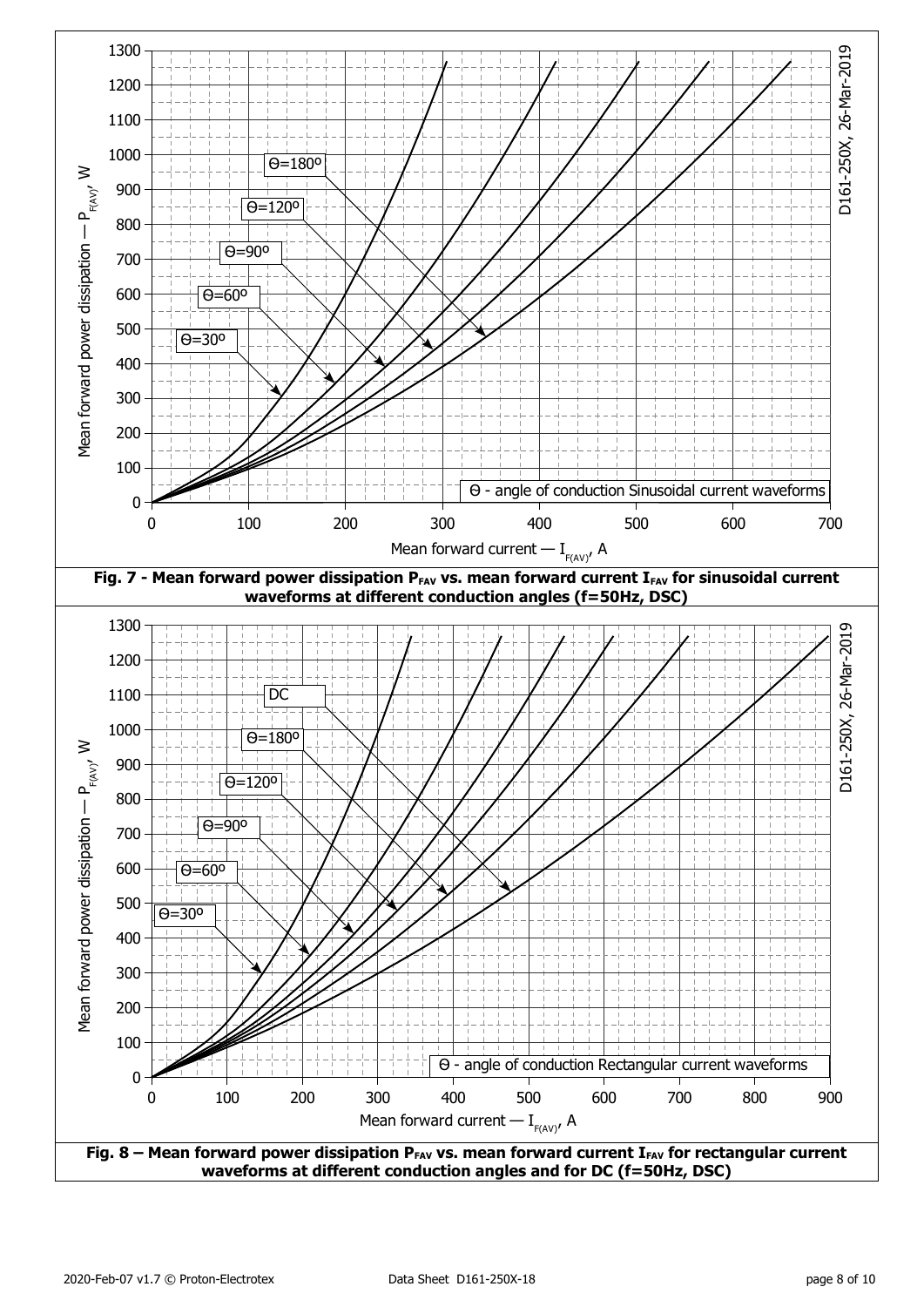Fig. 7 - Mean forward power dissipation $P_{FAV}$ vs. mean forward current $I_{FAV}$ for sinusoidal current waveforms at different conduction angles (f=50Hz, DSC)

Fig. 8 – Mean forward power dissipation $P_{FAV}$ vs. mean forward current $I_{FAV}$ for rectangular current waveforms at different conduction angles and for DC (f=50Hz, DSC)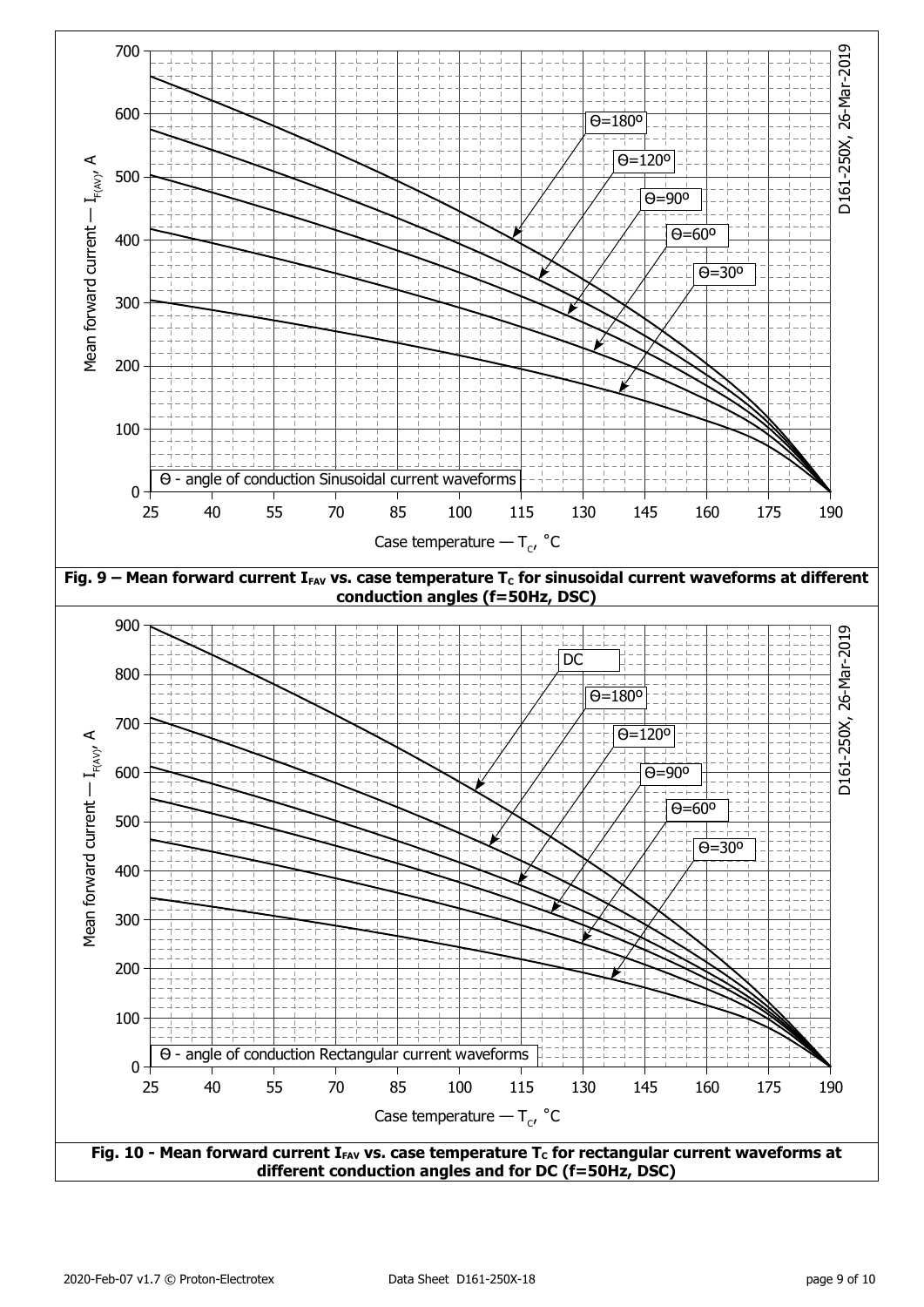Fig. 9 – Mean forward current $I_{FAV}$ vs. case temperature $T_C$ for sinusoidal current waveforms at different conduction angles (f=50Hz, DSC)

Fig. 10 - Mean forward current $I_{FAV}$ vs. case temperature $T_C$ for rectangular current waveforms at different conduction angles and for DC (f=50Hz, DSC)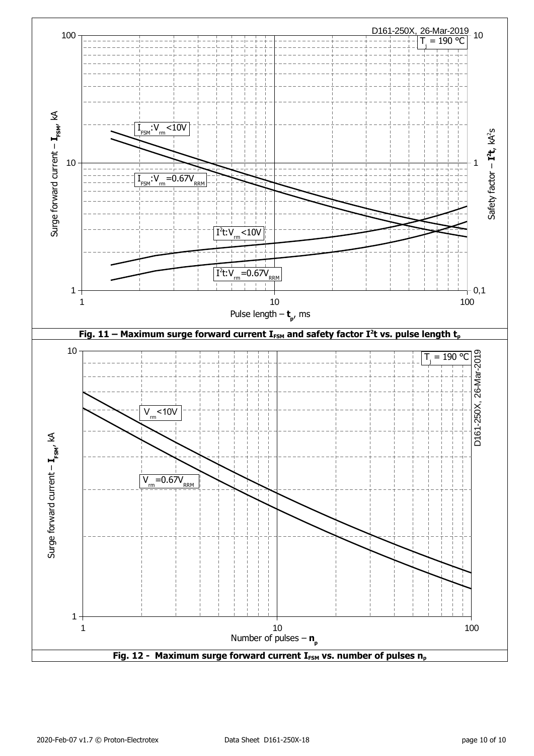D161-250X, 26-Mar-2019

$T_j$ = 190 °C

Surge forward current – $I_{FSM}$, kA

Safety factor – $I^2t$, kA²s

100

10

1

10

1

0,1

$I_{FSM}$:$V_{rm}$ <10V

$I_{FSM}$:$V_{rm}$ =0.67$V_{RRM}$

$I^2t$:$V_{rm}$ <10V

$I^2t$:$V_{rm}$ =0.67$V_{RRM}$

1

10

100

Pulse length – $t_p$, ms

**Fig. 11 – Maximum surge forward current $I_{FSM}$ and safety factor $I^2t$ vs. pulse length $t_p$**

$T_j$ = 190 °C

D161-250X, 26-Mar-2019

Surge forward current – $I_{FSM}$, kA

10

1

$V_{rm}$ <10V

$V_{rm}$ =0.67$V_{RRM}$

1

10

100

Number of pulses – $n_p$

**Fig. 12 - Maximum surge forward current $I_{FSM}$ vs. number of pulses $n_p$**